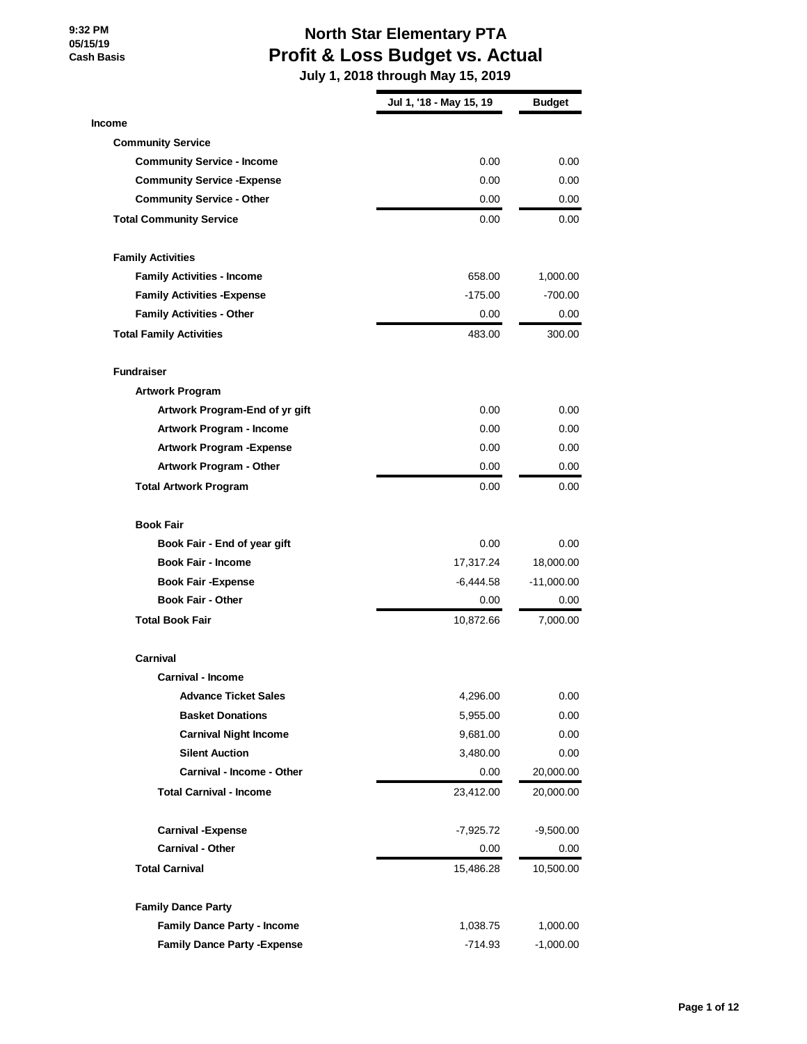9:32 PM
05/15/19
Cash Basis

# North Star Elementary PTA
## Profit & Loss Budget vs. Actual
### July 1, 2018 through May 15, 2019

| | Jul 1, '18 - May 15, 19 | Budget |
|---|---|---|
| **Income** | | |
| **Community Service** | | |
| **Community Service - Income** | 0.00 | 0.00 |
| **Community Service -Expense** | 0.00 | 0.00 |
| **Community Service - Other** | 0.00 | 0.00 |
| **Total Community Service** | 0.00 | 0.00 |
| | | |
| **Family Activities** | | |
| **Family Activities - Income** | 658.00 | 1,000.00 |
| **Family Activities -Expense** | -175.00 | -700.00 |
| **Family Activities - Other** | 0.00 | 0.00 |
| **Total Family Activities** | 483.00 | 300.00 |
| | | |
| **Fundraiser** | | |
| **Artwork Program** | | |
| **Artwork Program-End of yr gift** | 0.00 | 0.00 |
| **Artwork Program - Income** | 0.00 | 0.00 |
| **Artwork Program -Expense** | 0.00 | 0.00 |
| **Artwork Program - Other** | 0.00 | 0.00 |
| **Total Artwork Program** | 0.00 | 0.00 |
| | | |
| **Book Fair** | | |
| **Book Fair - End of year gift** | 0.00 | 0.00 |
| **Book Fair - Income** | 17,317.24 | 18,000.00 |
| **Book Fair -Expense** | -6,444.58 | -11,000.00 |
| **Book Fair - Other** | 0.00 | 0.00 |
| **Total Book Fair** | 10,872.66 | 7,000.00 |
| | | |
| **Carnival** | | |
| **Carnival - Income** | | |
| **Advance Ticket Sales** | 4,296.00 | 0.00 |
| **Basket Donations** | 5,955.00 | 0.00 |
| **Carnival Night Income** | 9,681.00 | 0.00 |
| **Silent Auction** | 3,480.00 | 0.00 |
| **Carnival - Income - Other** | 0.00 | 20,000.00 |
| **Total Carnival - Income** | 23,412.00 | 20,000.00 |
| | | |
| **Carnival -Expense** | -7,925.72 | -9,500.00 |
| **Carnival - Other** | 0.00 | 0.00 |
| **Total Carnival** | 15,486.28 | 10,500.00 |
| | | |
| **Family Dance Party** | | |
| **Family Dance Party - Income** | 1,038.75 | 1,000.00 |
| **Family Dance Party -Expense** | -714.93 | -1,000.00 |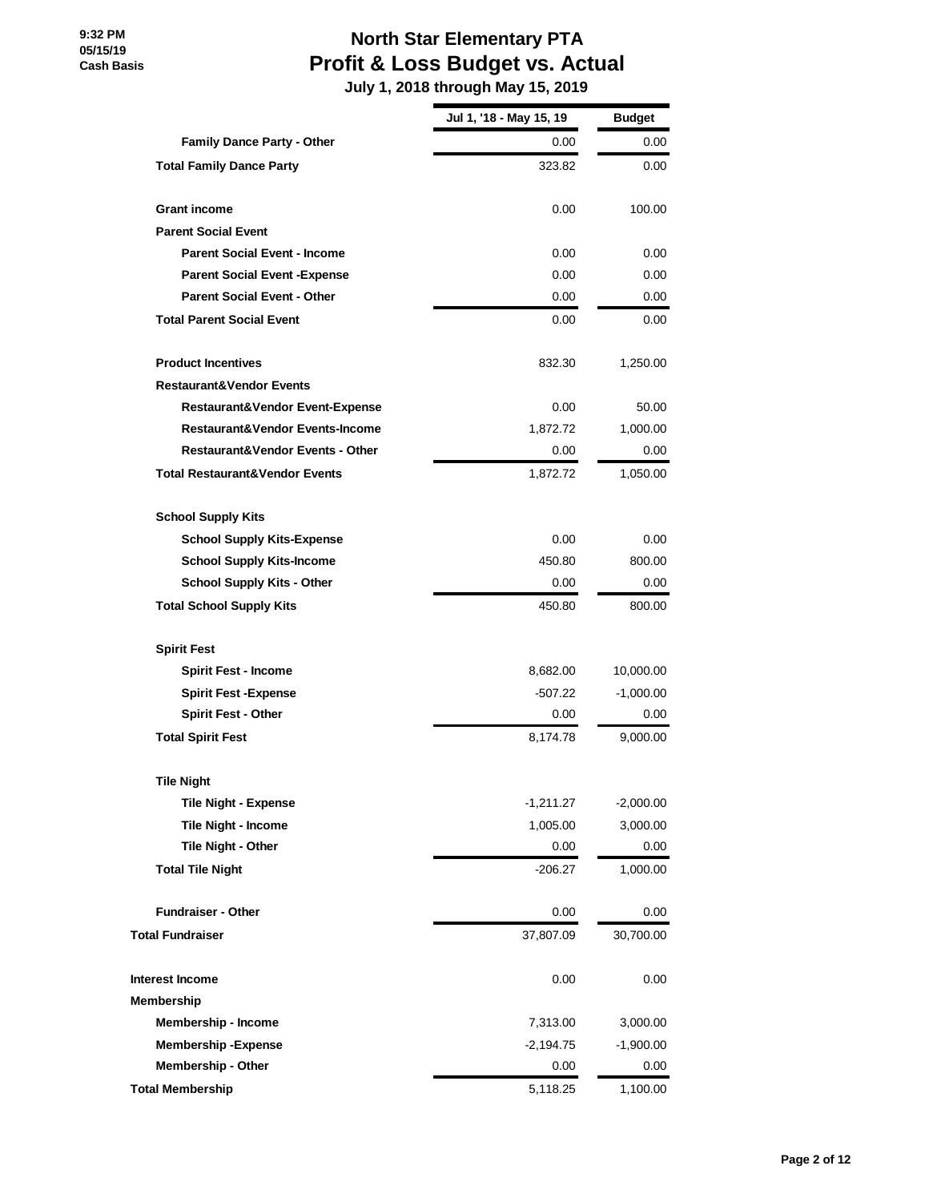# North Star Elementary PTA
## Profit & Loss Budget vs. Actual
### July 1, 2018 through May 15, 2019

9:32 PM
05/15/19
Cash Basis

| | Jul 1, '18 - May 15, 19 | Budget |
|---|---|---|
| Family Dance Party - Other | 0.00 | 0.00 |
| Total Family Dance Party | 323.82 | 0.00 |
| | | |
| Grant income | 0.00 | 100.00 |
| Parent Social Event | | |
| Parent Social Event - Income | 0.00 | 0.00 |
| Parent Social Event -Expense | 0.00 | 0.00 |
| Parent Social Event - Other | 0.00 | 0.00 |
| Total Parent Social Event | 0.00 | 0.00 |
| | | |
| Product Incentives | 832.30 | 1,250.00 |
| Restaurant&Vendor Events | | |
| Restaurant&Vendor Event-Expense | 0.00 | 50.00 |
| Restaurant&Vendor Events-Income | 1,872.72 | 1,000.00 |
| Restaurant&Vendor Events - Other | 0.00 | 0.00 |
| Total Restaurant&Vendor Events | 1,872.72 | 1,050.00 |
| | | |
| School Supply Kits | | |
| School Supply Kits-Expense | 0.00 | 0.00 |
| School Supply Kits-Income | 450.80 | 800.00 |
| School Supply Kits - Other | 0.00 | 0.00 |
| Total School Supply Kits | 450.80 | 800.00 |
| | | |
| Spirit Fest | | |
| Spirit Fest - Income | 8,682.00 | 10,000.00 |
| Spirit Fest -Expense | -507.22 | -1,000.00 |
| Spirit Fest - Other | 0.00 | 0.00 |
| Total Spirit Fest | 8,174.78 | 9,000.00 |
| | | |
| Tile Night | | |
| Tile Night - Expense | -1,211.27 | -2,000.00 |
| Tile Night - Income | 1,005.00 | 3,000.00 |
| Tile Night - Other | 0.00 | 0.00 |
| Total Tile Night | -206.27 | 1,000.00 |
| | | |
| Fundraiser - Other | 0.00 | 0.00 |
| Total Fundraiser | 37,807.09 | 30,700.00 |
| | | |
| Interest Income | 0.00 | 0.00 |
| Membership | | |
| Membership - Income | 7,313.00 | 3,000.00 |
| Membership -Expense | -2,194.75 | -1,900.00 |
| Membership - Other | 0.00 | 0.00 |
| Total Membership | 5,118.25 | 1,100.00 |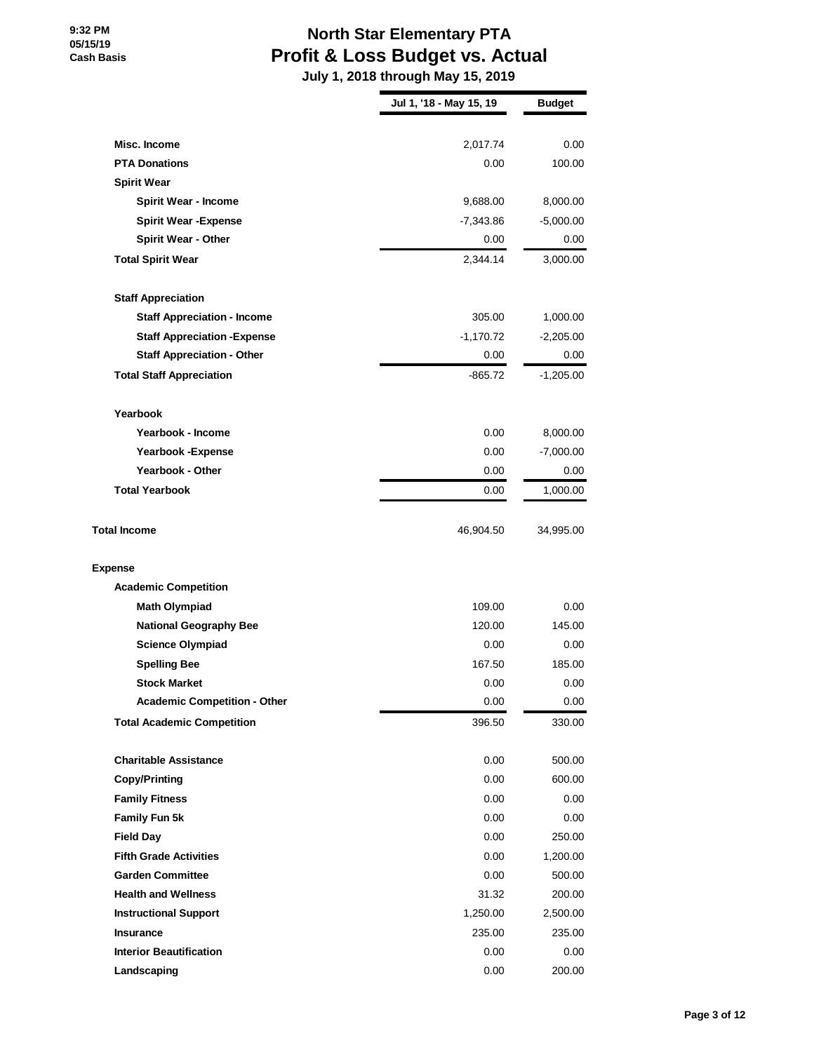# North Star Elementary PTA
## Profit & Loss Budget vs. Actual
### July 1, 2018 through May 15, 2019

9:32 PM
05/15/19
Cash Basis

| | Jul 1, '18 - May 15, 19 | Budget |
|---|---|---|
| **Misc. Income** | 2,017.74 | 0.00 |
| **PTA Donations** | 0.00 | 100.00 |
| **Spirit Wear** | | |
| **Spirit Wear - Income** | 9,688.00 | 8,000.00 |
| **Spirit Wear -Expense** | -7,343.86 | -5,000.00 |
| **Spirit Wear - Other** | 0.00 | 0.00 |
| **Total Spirit Wear** | 2,344.14 | 3,000.00 |
| **Staff Appreciation** | | |
| **Staff Appreciation - Income** | 305.00 | 1,000.00 |
| **Staff Appreciation -Expense** | -1,170.72 | -2,205.00 |
| **Staff Appreciation - Other** | 0.00 | 0.00 |
| **Total Staff Appreciation** | -865.72 | -1,205.00 |
| **Yearbook** | | |
| **Yearbook - Income** | 0.00 | 8,000.00 |
| **Yearbook -Expense** | 0.00 | -7,000.00 |
| **Yearbook - Other** | 0.00 | 0.00 |
| **Total Yearbook** | 0.00 | 1,000.00 |
| **Total Income** | 46,904.50 | 34,995.00 |
| **Expense** | | |
| **Academic Competition** | | |
| **Math Olympiad** | 109.00 | 0.00 |
| **National Geography Bee** | 120.00 | 145.00 |
| **Science Olympiad** | 0.00 | 0.00 |
| **Spelling Bee** | 167.50 | 185.00 |
| **Stock Market** | 0.00 | 0.00 |
| **Academic Competition - Other** | 0.00 | 0.00 |
| **Total Academic Competition** | 396.50 | 330.00 |
| **Charitable Assistance** | 0.00 | 500.00 |
| **Copy/Printing** | 0.00 | 600.00 |
| **Family Fitness** | 0.00 | 0.00 |
| **Family Fun 5k** | 0.00 | 0.00 |
| **Field Day** | 0.00 | 250.00 |
| **Fifth Grade Activities** | 0.00 | 1,200.00 |
| **Garden Committee** | 0.00 | 500.00 |
| **Health and Wellness** | 31.32 | 200.00 |
| **Instructional Support** | 1,250.00 | 2,500.00 |
| **Insurance** | 235.00 | 235.00 |
| **Interior Beautification** | 0.00 | 0.00 |
| **Landscaping** | 0.00 | 200.00 |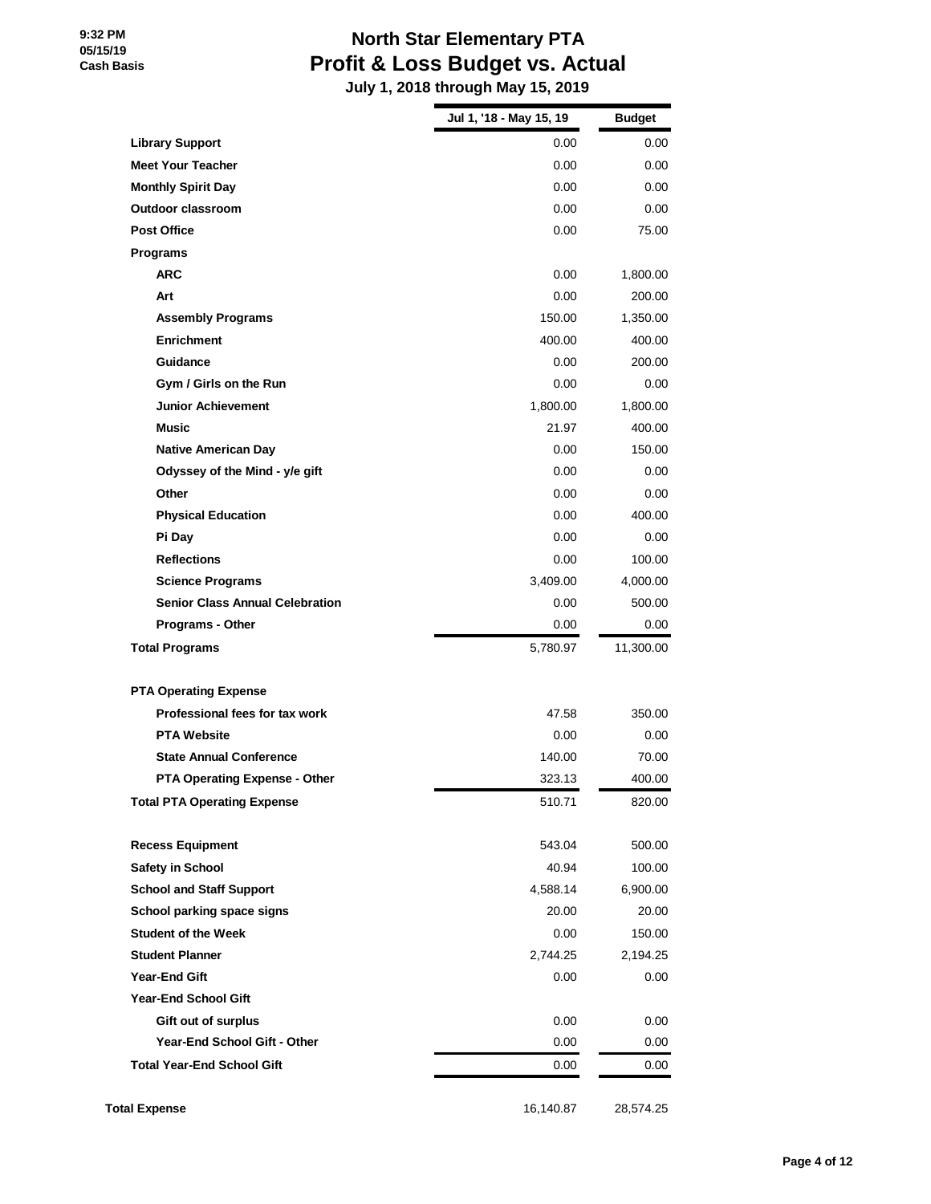# North Star Elementary PTA

## Profit & Loss Budget vs. Actual

**July 1, 2018 through May 15, 2019**

9:32 PM
05/15/19
Cash Basis

| | Jul 1, '18 - May 15, 19 | Budget |
|---|---|---|
| **Library Support** | 0.00 | 0.00 |
| **Meet Your Teacher** | 0.00 | 0.00 |
| **Monthly Spirit Day** | 0.00 | 0.00 |
| **Outdoor classroom** | 0.00 | 0.00 |
| **Post Office** | 0.00 | 75.00 |
| **Programs** | | |
| **ARC** | 0.00 | 1,800.00 |
| **Art** | 0.00 | 200.00 |
| **Assembly Programs** | 150.00 | 1,350.00 |
| **Enrichment** | 400.00 | 400.00 |
| **Guidance** | 0.00 | 200.00 |
| **Gym / Girls on the Run** | 0.00 | 0.00 |
| **Junior Achievement** | 1,800.00 | 1,800.00 |
| **Music** | 21.97 | 400.00 |
| **Native American Day** | 0.00 | 150.00 |
| **Odyssey of the Mind - y/e gift** | 0.00 | 0.00 |
| **Other** | 0.00 | 0.00 |
| **Physical Education** | 0.00 | 400.00 |
| **Pi Day** | 0.00 | 0.00 |
| **Reflections** | 0.00 | 100.00 |
| **Science Programs** | 3,409.00 | 4,000.00 |
| **Senior Class Annual Celebration** | 0.00 | 500.00 |
| **Programs - Other** | 0.00 | 0.00 |
| **Total Programs** | 5,780.97 | 11,300.00 |
| **PTA Operating Expense** | | |
| **Professional fees for tax work** | 47.58 | 350.00 |
| **PTA Website** | 0.00 | 0.00 |
| **State Annual Conference** | 140.00 | 70.00 |
| **PTA Operating Expense - Other** | 323.13 | 400.00 |
| **Total PTA Operating Expense** | 510.71 | 820.00 |
| **Recess Equipment** | 543.04 | 500.00 |
| **Safety in School** | 40.94 | 100.00 |
| **School and Staff Support** | 4,588.14 | 6,900.00 |
| **School parking space signs** | 20.00 | 20.00 |
| **Student of the Week** | 0.00 | 150.00 |
| **Student Planner** | 2,744.25 | 2,194.25 |
| **Year-End Gift** | 0.00 | 0.00 |
| **Year-End School Gift** | | |
| **Gift out of surplus** | 0.00 | 0.00 |
| **Year-End School Gift - Other** | 0.00 | 0.00 |
| **Total Year-End School Gift** | 0.00 | 0.00 |
| **Total Expense** | 16,140.87 | 28,574.25 |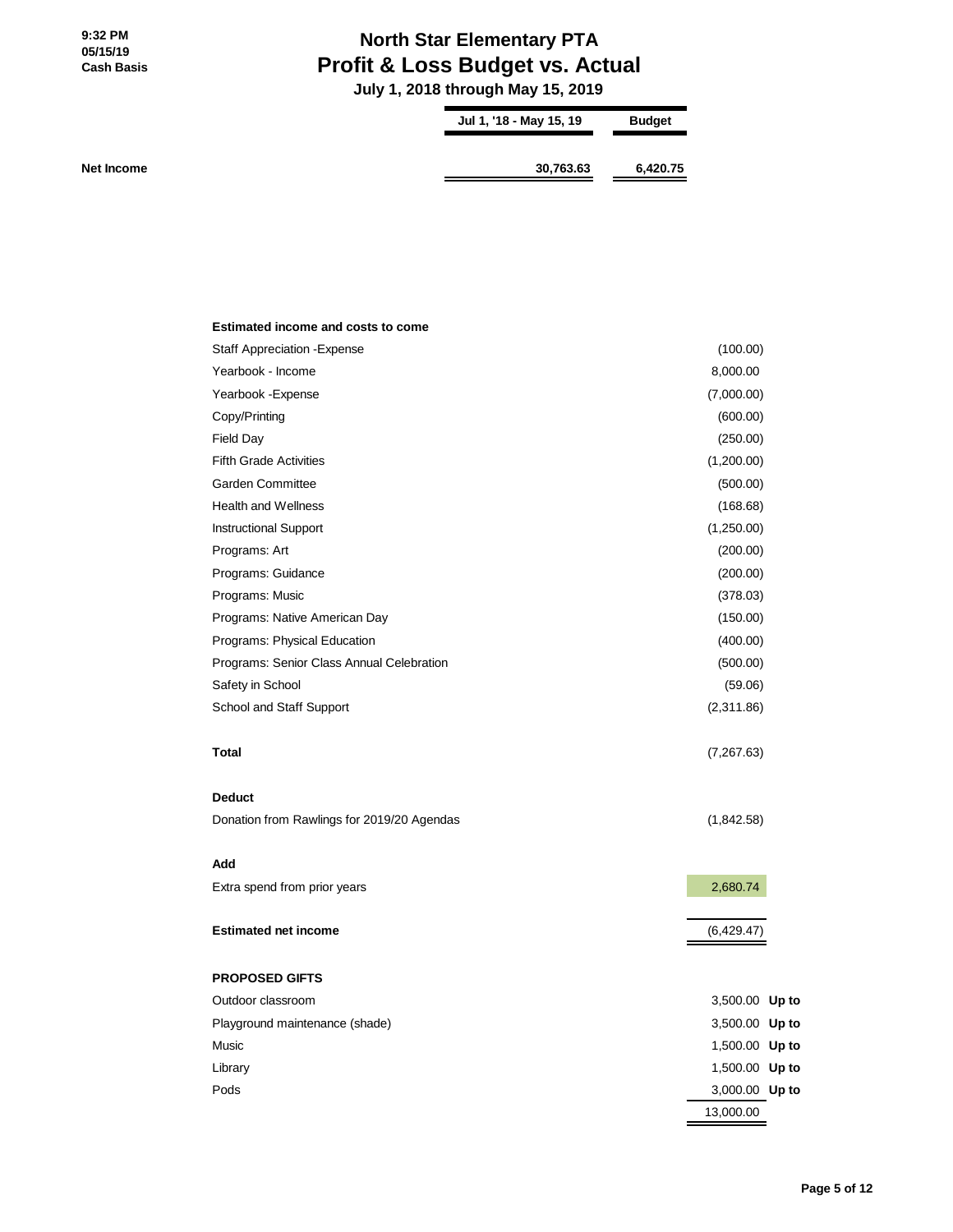# North Star Elementary PTA

## Profit & Loss Budget vs. Actual

### July 1, 2018 through May 15, 2019

9:32 PM
05/15/19
Cash Basis

| | Jul 1, '18 - May 15, 19 | Budget |
|---|---|---|
| **Net Income** | **30,763.63** | **6,420.75** |

| **Estimated income and costs to come** | | |
|---|---|---|
| Staff Appreciation -Expense | (100.00) | |
| Yearbook - Income | 8,000.00 | |
| Yearbook -Expense | (7,000.00) | |
| Copy/Printing | (600.00) | |
| Field Day | (250.00) | |
| Fifth Grade Activities | (1,200.00) | |
| Garden Committee | (500.00) | |
| Health and Wellness | (168.68) | |
| Instructional Support | (1,250.00) | |
| Programs: Art | (200.00) | |
| Programs: Guidance | (200.00) | |
| Programs: Music | (378.03) | |
| Programs: Native American Day | (150.00) | |
| Programs: Physical Education | (400.00) | |
| Programs: Senior Class Annual Celebration | (500.00) | |
| Safety in School | (59.06) | |
| School and Staff Support | (2,311.86) | |
| **Total** | (7,267.63) | |
| **Deduct** | | |
| Donation from Rawlings for 2019/20 Agendas | (1,842.58) | |
| **Add** | | |
| Extra spend from prior years | 2,680.74 | |
| **Estimated net income** | (6,429.47) | |
| **PROPOSED GIFTS** | | |
| Outdoor classroom | 3,500.00 | **Up to** |
| Playground maintenance (shade) | 3,500.00 | **Up to** |
| Music | 1,500.00 | **Up to** |
| Library | 1,500.00 | **Up to** |
| Pods | 3,000.00 | **Up to** |
| | 13,000.00 | |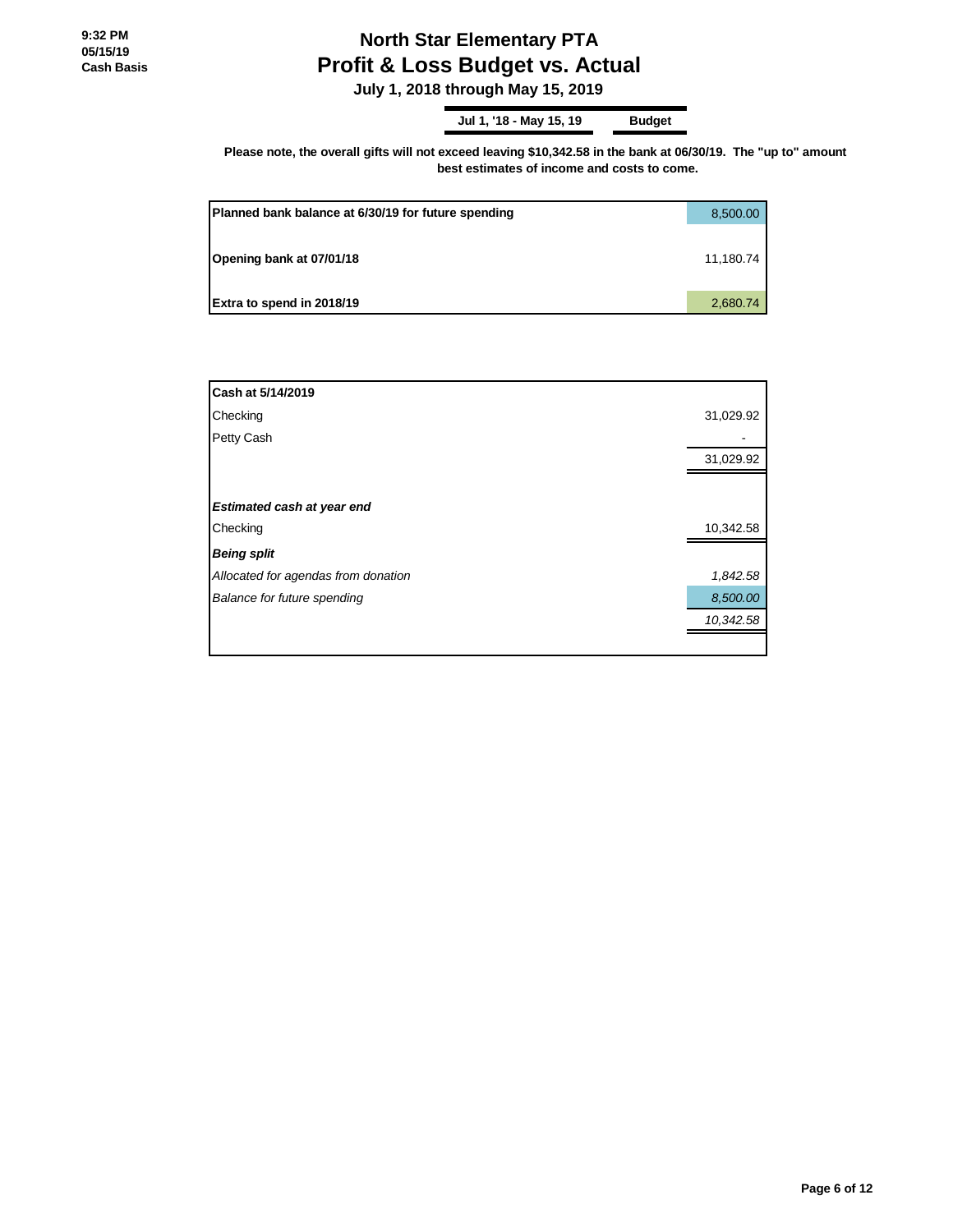# North Star Elementary PTA

## Profit & Loss Budget vs. Actual

**July 1, 2018 through May 15, 2019**

| Jul 1, '18 - May 15, 19 | Budget |
|---|---|

**Please note, the overall gifts will not exceed leaving $10,342.58 in the bank at 06/30/19. The "up to" amount best estimates of income and costs to come.**

| | |
|---|---|
| **Planned bank balance at 6/30/19 for future spending** | 8,500.00 |
| **Opening bank at 07/01/18** | 11,180.74 |
| **Extra to spend in 2018/19** | 2,680.74 |

| | |
|---|---|
| **Cash at 5/14/2019** | |
| Checking | 31,029.92 |
| Petty Cash | - |
| | 31,029.92 |
| ***Estimated cash at year end*** | |
| Checking | 10,342.58 |
| ***Being split*** | |
| *Allocated for agendas from donation* | *1,842.58* |
| *Balance for future spending* | *8,500.00* |
| | *10,342.58* |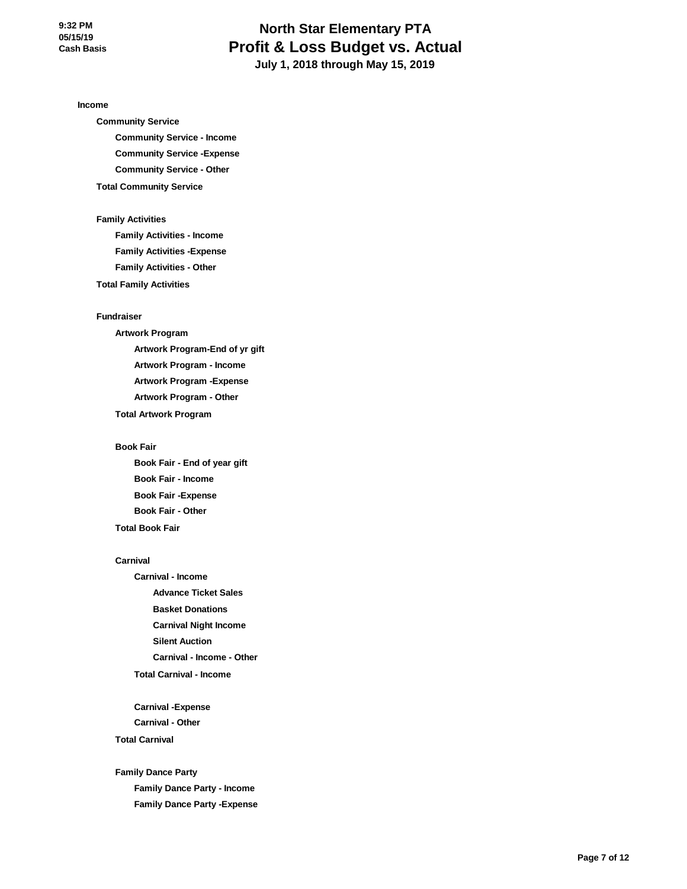# North Star Elementary PTA
## Profit & Loss Budget vs. Actual
### July 1, 2018 through May 15, 2019

9:32 PM
05/15/19
Cash Basis

- **Income**
  - **Community Service**
    - **Community Service - Income**
    - **Community Service -Expense**
    - **Community Service - Other**
  - **Total Community Service**
  - **Family Activities**
    - **Family Activities - Income**
    - **Family Activities -Expense**
    - **Family Activities - Other**
  - **Total Family Activities**
  - **Fundraiser**
    - **Artwork Program**
      - **Artwork Program-End of yr gift**
      - **Artwork Program - Income**
      - **Artwork Program -Expense**
      - **Artwork Program - Other**
    - **Total Artwork Program**
    - **Book Fair**
      - **Book Fair - End of year gift**
      - **Book Fair - Income**
      - **Book Fair -Expense**
      - **Book Fair - Other**
    - **Total Book Fair**
    - **Carnival**
      - **Carnival - Income**
        - **Advance Ticket Sales**
        - **Basket Donations**
        - **Carnival Night Income**
        - **Silent Auction**
        - **Carnival - Income - Other**
      - **Total Carnival - Income**
      - **Carnival -Expense**
      - **Carnival - Other**
    - **Total Carnival**
    - **Family Dance Party**
      - **Family Dance Party - Income**
      - **Family Dance Party -Expense**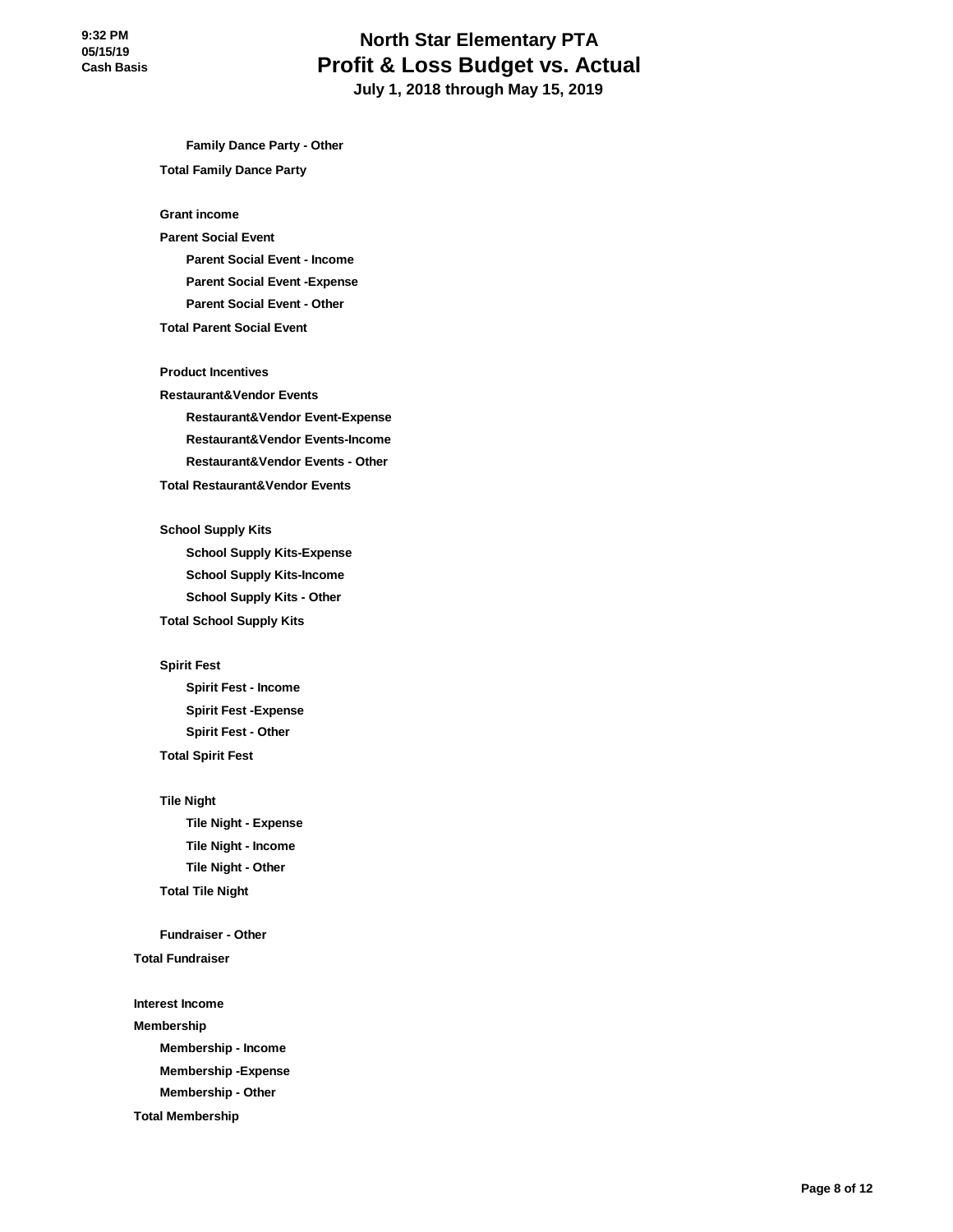# North Star Elementary PTA
## Profit & Loss Budget vs. Actual
### July 1, 2018 through May 15, 2019

9:32 PM
05/15/19
Cash Basis

- **Family Dance Party - Other**
- **Total Family Dance Party**

- **Grant income**
- **Parent Social Event**
  - **Parent Social Event - Income**
  - **Parent Social Event -Expense**
  - **Parent Social Event - Other**
- **Total Parent Social Event**

- **Product Incentives**
- **Restaurant&Vendor Events**
  - **Restaurant&Vendor Event-Expense**
  - **Restaurant&Vendor Events-Income**
  - **Restaurant&Vendor Events - Other**
- **Total Restaurant&Vendor Events**

- **School Supply Kits**
  - **School Supply Kits-Expense**
  - **School Supply Kits-Income**
  - **School Supply Kits - Other**
- **Total School Supply Kits**

- **Spirit Fest**
  - **Spirit Fest - Income**
  - **Spirit Fest -Expense**
  - **Spirit Fest - Other**
- **Total Spirit Fest**

- **Tile Night**
  - **Tile Night - Expense**
  - **Tile Night - Income**
  - **Tile Night - Other**
- **Total Tile Night**

- **Fundraiser - Other**

**Total Fundraiser**

**Interest Income**

**Membership**
- **Membership - Income**
- **Membership -Expense**
- **Membership - Other**

**Total Membership**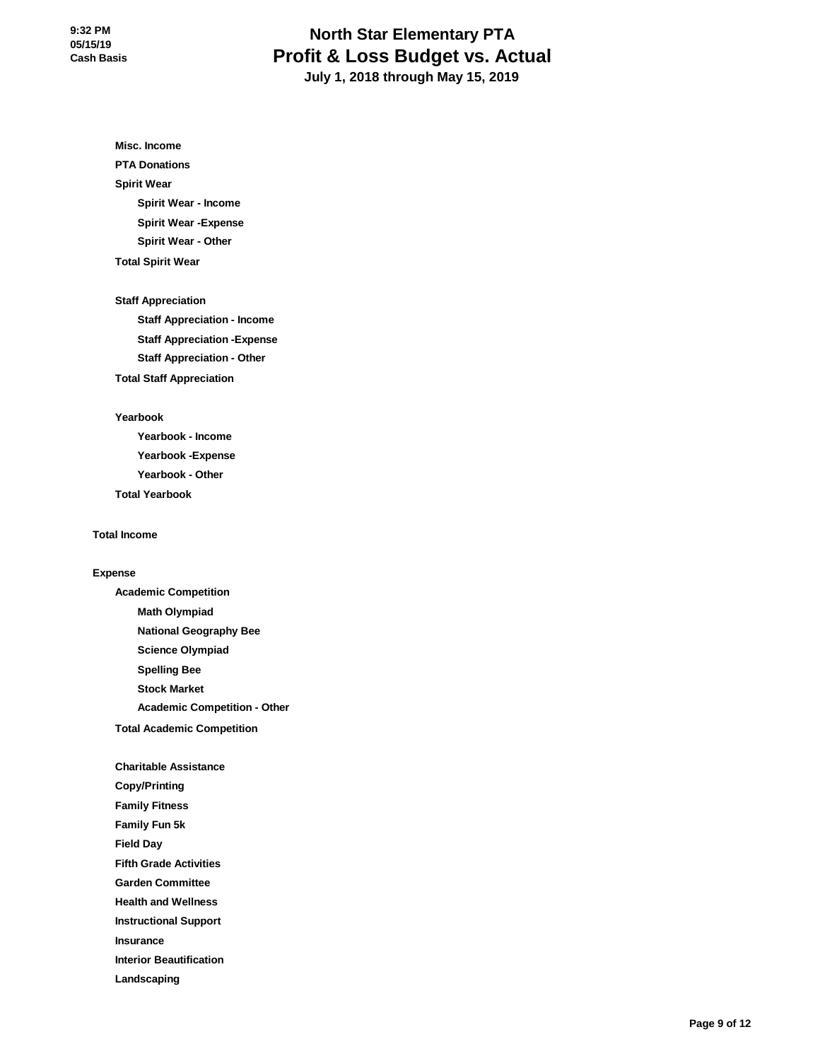# North Star Elementary PTA
## Profit & Loss Budget vs. Actual
### July 1, 2018 through May 15, 2019

9:32 PM
05/15/19
Cash Basis

**Misc. Income**

**PTA Donations**

**Spirit Wear**

- **Spirit Wear - Income**
- **Spirit Wear -Expense**
- **Spirit Wear - Other**

**Total Spirit Wear**

**Staff Appreciation**

- **Staff Appreciation - Income**
- **Staff Appreciation -Expense**
- **Staff Appreciation - Other**

**Total Staff Appreciation**

**Yearbook**

- **Yearbook - Income**
- **Yearbook -Expense**
- **Yearbook - Other**

**Total Yearbook**

**Total Income**

**Expense**

**Academic Competition**

- **Math Olympiad**
- **National Geography Bee**
- **Science Olympiad**
- **Spelling Bee**
- **Stock Market**
- **Academic Competition - Other**

**Total Academic Competition**

**Charitable Assistance**

**Copy/Printing**

**Family Fitness**

**Family Fun 5k**

**Field Day**

**Fifth Grade Activities**

**Garden Committee**

**Health and Wellness**

**Instructional Support**

**Insurance**

**Interior Beautification**

**Landscaping**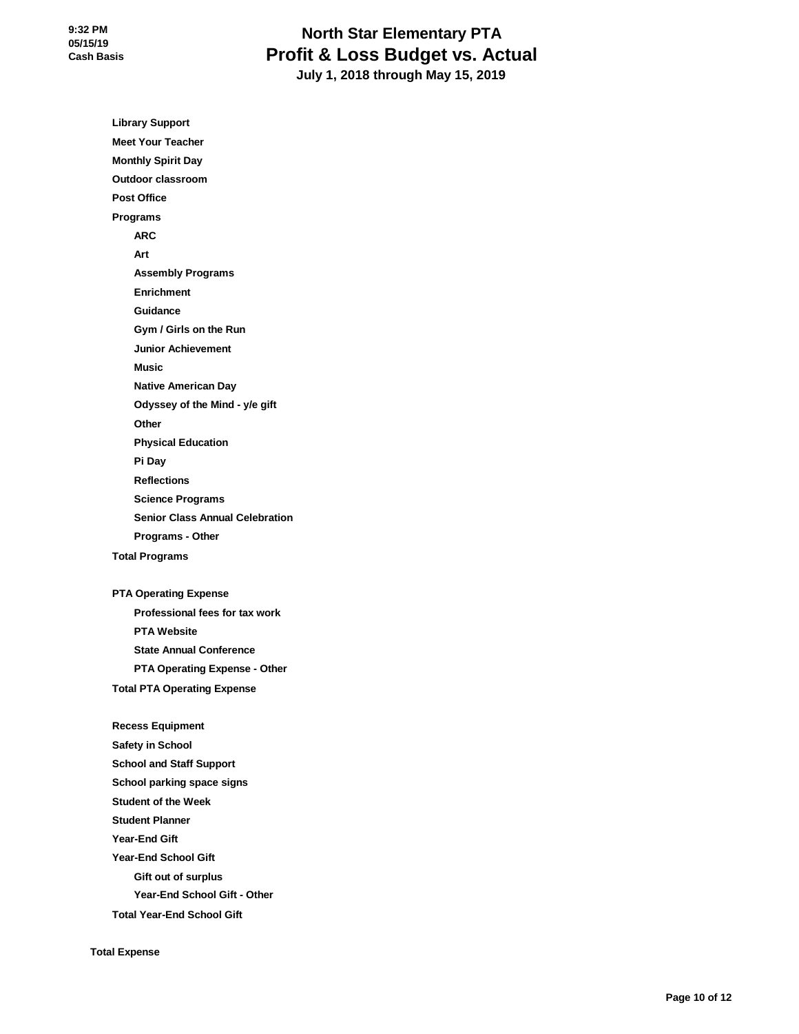# North Star Elementary PTA

## Profit & Loss Budget vs. Actual

### July 1, 2018 through May 15, 2019

9:32 PM
05/15/19
Cash Basis

- **Library Support**
- **Meet Your Teacher**
- **Monthly Spirit Day**
- **Outdoor classroom**
- **Post Office**
- **Programs**
  - **ARC**
  - **Art**
  - **Assembly Programs**
  - **Enrichment**
  - **Guidance**
  - **Gym / Girls on the Run**
  - **Junior Achievement**
  - **Music**
  - **Native American Day**
  - **Odyssey of the Mind - y/e gift**
  - **Other**
  - **Physical Education**
  - **Pi Day**
  - **Reflections**
  - **Science Programs**
  - **Senior Class Annual Celebration**
  - **Programs - Other**
- **Total Programs**

- **PTA Operating Expense**
  - **Professional fees for tax work**
  - **PTA Website**
  - **State Annual Conference**
  - **PTA Operating Expense - Other**
- **Total PTA Operating Expense**

- **Recess Equipment**
- **Safety in School**
- **School and Staff Support**
- **School parking space signs**
- **Student of the Week**
- **Student Planner**
- **Year-End Gift**
- **Year-End School Gift**
  - **Gift out of surplus**
  - **Year-End School Gift - Other**
- **Total Year-End School Gift**

**Total Expense**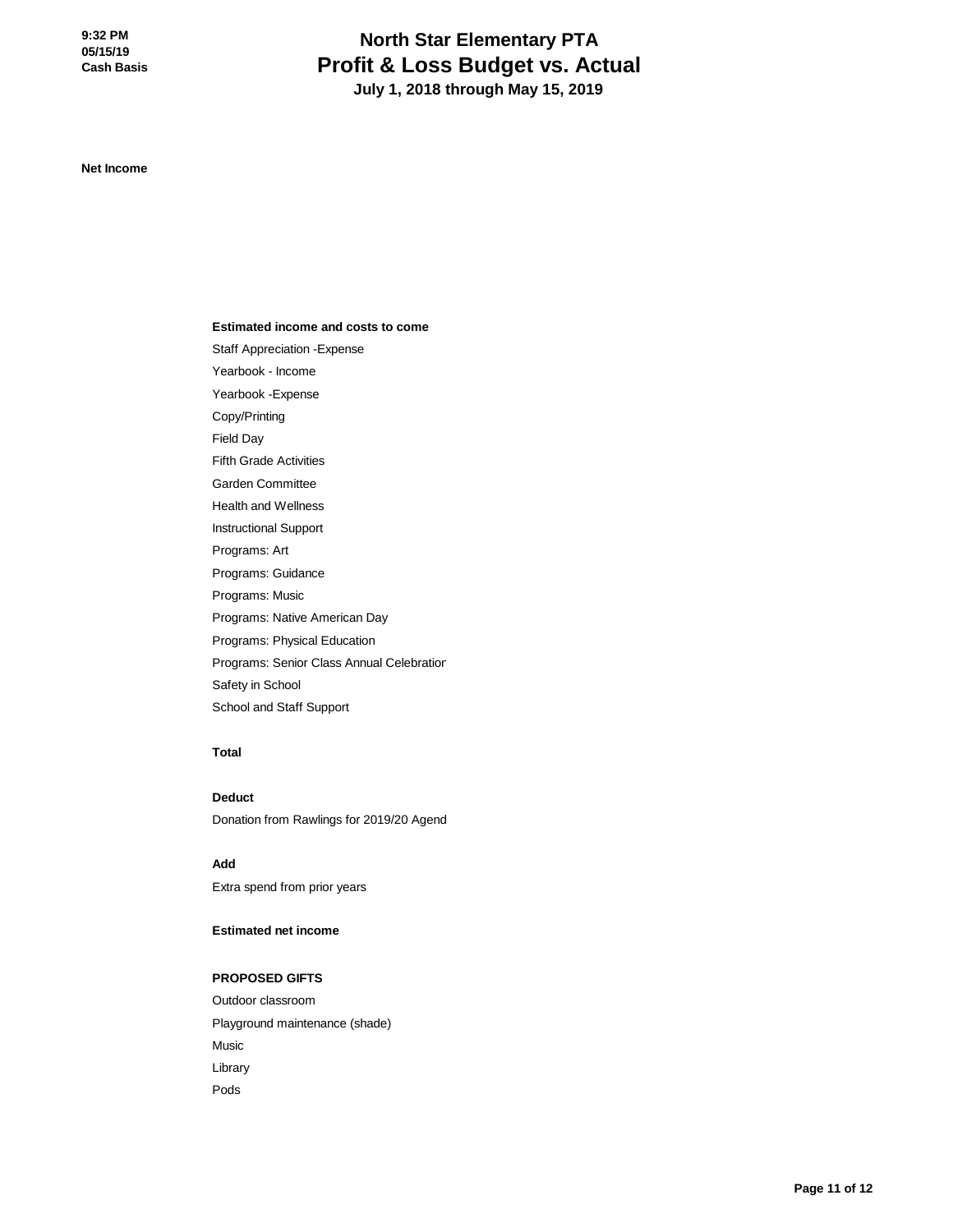# North Star Elementary PTA
## Profit & Loss Budget vs. Actual
### July 1, 2018 through May 15, 2019

**Net Income**

**Estimated income and costs to come**

Staff Appreciation -Expense

Yearbook - Income

Yearbook -Expense

Copy/Printing

Field Day

Fifth Grade Activities

Garden Committee

Health and Wellness

Instructional Support

Programs: Art

Programs: Guidance

Programs: Music

Programs: Native American Day

Programs: Physical Education

Programs: Senior Class Annual Celebration

Safety in School

School and Staff Support

**Total**

**Deduct**

Donation from Rawlings for 2019/20 Agend

**Add**

Extra spend from prior years

**Estimated net income**

**PROPOSED GIFTS**

Outdoor classroom

Playground maintenance (shade)

Music

Library

Pods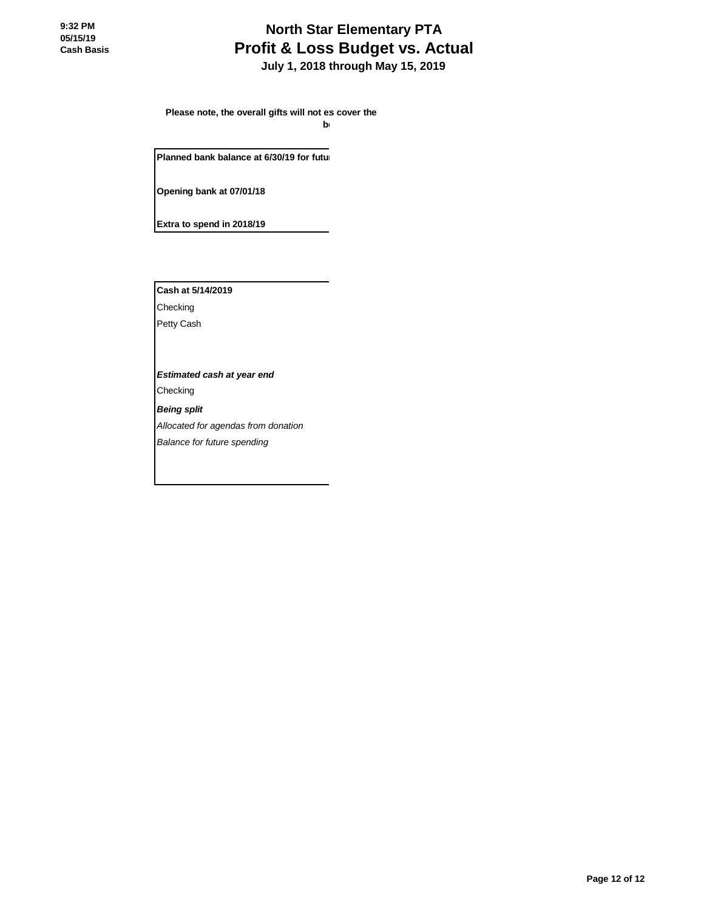# North Star Elementary PTA

## Profit & Loss Budget vs. Actual

**July 1, 2018 through May 15, 2019**

**Please note, the overall gifts will not es cover the**

**b**

**Planned bank balance at 6/30/19 for futu**

**Opening bank at 07/01/18**

**Extra to spend in 2018/19**

**Cash at 5/14/2019**

Checking

Petty Cash

***Estimated cash at year end***

Checking

***Being split***

*Allocated for agendas from donation*

*Balance for future spending*